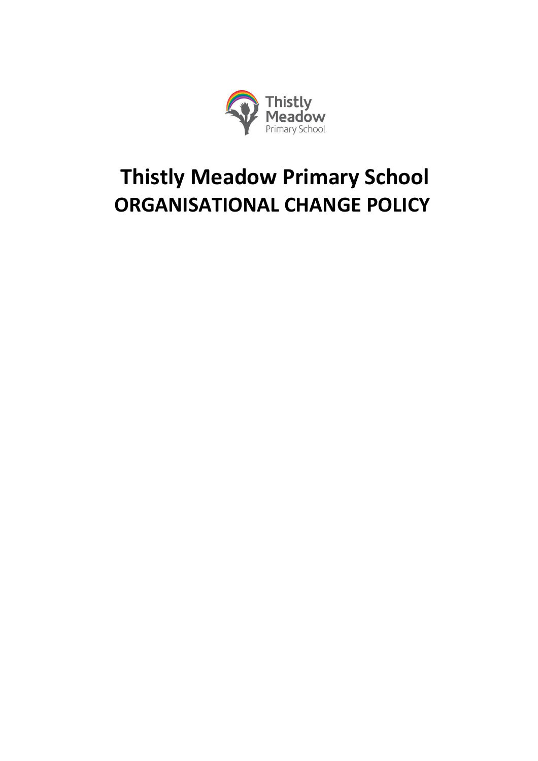# Thistly Meadow Primary School
# ORGANISATIONAL CHANGE POLICY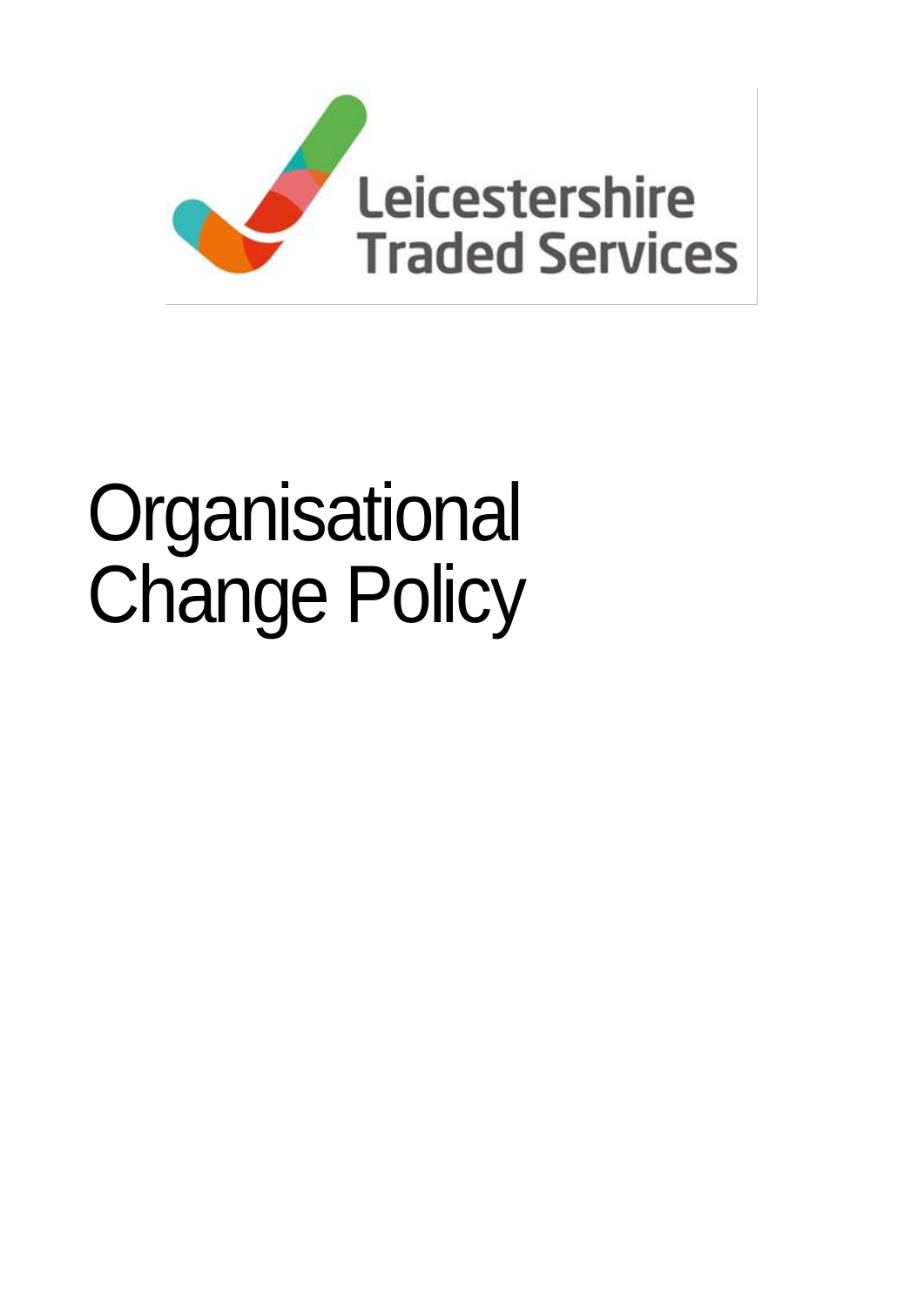Leicestershire Traded Services

# Organisational Change Policy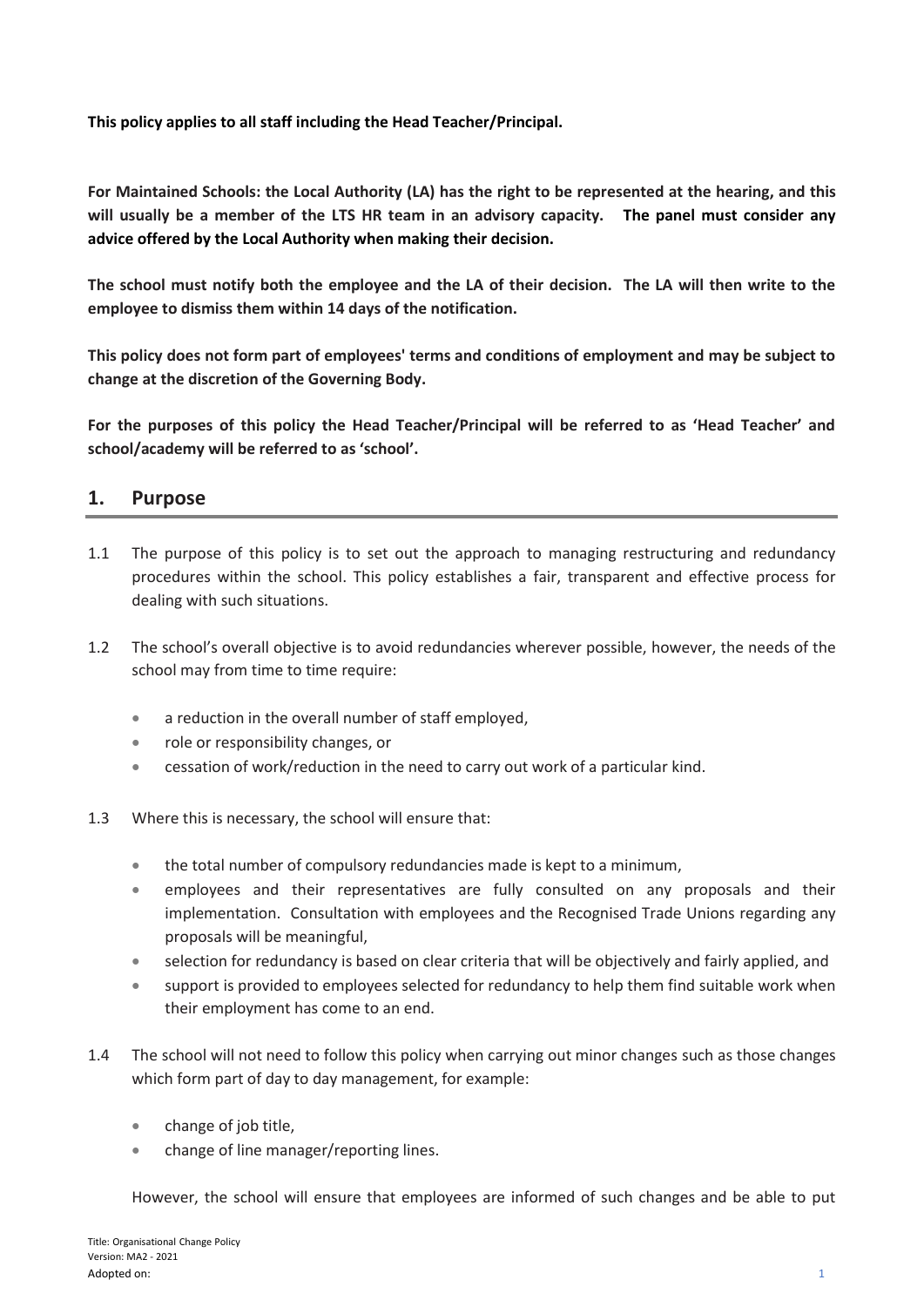**This policy applies to all staff including the Head Teacher/Principal.**

**For Maintained Schools: the Local Authority (LA) has the right to be represented at the hearing, and this will usually be a member of the LTS HR team in an advisory capacity. The panel must consider any advice offered by the Local Authority when making their decision.**

**The school must notify both the employee and the LA of their decision. The LA will then write to the employee to dismiss them within 14 days of the notification.**

**This policy does not form part of employees' terms and conditions of employment and may be subject to change at the discretion of the Governing Body.**

**For the purposes of this policy the Head Teacher/Principal will be referred to as 'Head Teacher' and school/academy will be referred to as 'school'.**

## 1. Purpose

1.1 The purpose of this policy is to set out the approach to managing restructuring and redundancy procedures within the school. This policy establishes a fair, transparent and effective process for dealing with such situations.

1.2 The school's overall objective is to avoid redundancies wherever possible, however, the needs of the school may from time to time require:

- a reduction in the overall number of staff employed,
- role or responsibility changes, or
- cessation of work/reduction in the need to carry out work of a particular kind.

1.3 Where this is necessary, the school will ensure that:

- the total number of compulsory redundancies made is kept to a minimum,
- employees and their representatives are fully consulted on any proposals and their implementation. Consultation with employees and the Recognised Trade Unions regarding any proposals will be meaningful,
- selection for redundancy is based on clear criteria that will be objectively and fairly applied, and
- support is provided to employees selected for redundancy to help them find suitable work when their employment has come to an end.

1.4 The school will not need to follow this policy when carrying out minor changes such as those changes which form part of day to day management, for example:

- change of job title,
- change of line manager/reporting lines.

However, the school will ensure that employees are informed of such changes and be able to put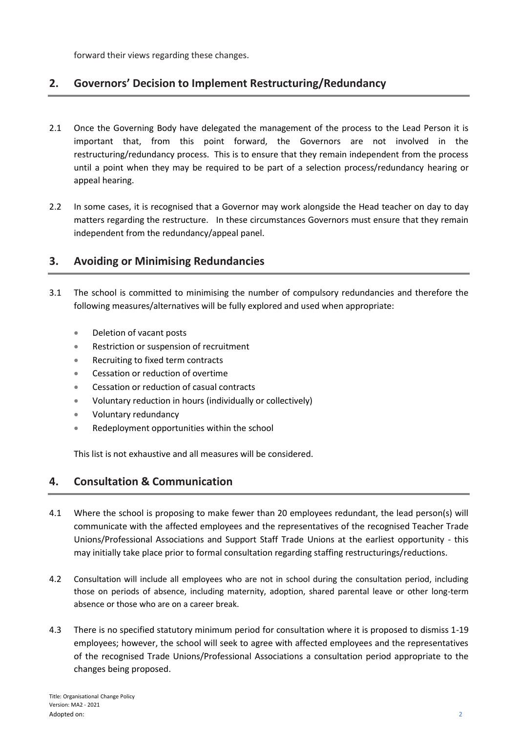forward their views regarding these changes.

## 2. Governors' Decision to Implement Restructuring/Redundancy

2.1 Once the Governing Body have delegated the management of the process to the Lead Person it is important that, from this point forward, the Governors are not involved in the restructuring/redundancy process. This is to ensure that they remain independent from the process until a point when they may be required to be part of a selection process/redundancy hearing or appeal hearing.

2.2 In some cases, it is recognised that a Governor may work alongside the Head teacher on day to day matters regarding the restructure. In these circumstances Governors must ensure that they remain independent from the redundancy/appeal panel.

## 3. Avoiding or Minimising Redundancies

3.1 The school is committed to minimising the number of compulsory redundancies and therefore the following measures/alternatives will be fully explored and used when appropriate:

- Deletion of vacant posts
- Restriction or suspension of recruitment
- Recruiting to fixed term contracts
- Cessation or reduction of overtime
- Cessation or reduction of casual contracts
- Voluntary reduction in hours (individually or collectively)
- Voluntary redundancy
- Redeployment opportunities within the school

This list is not exhaustive and all measures will be considered.

## 4. Consultation & Communication

4.1 Where the school is proposing to make fewer than 20 employees redundant, the lead person(s) will communicate with the affected employees and the representatives of the recognised Teacher Trade Unions/Professional Associations and Support Staff Trade Unions at the earliest opportunity - this may initially take place prior to formal consultation regarding staffing restructurings/reductions.

4.2 Consultation will include all employees who are not in school during the consultation period, including those on periods of absence, including maternity, adoption, shared parental leave or other long-term absence or those who are on a career break.

4.3 There is no specified statutory minimum period for consultation where it is proposed to dismiss 1-19 employees; however, the school will seek to agree with affected employees and the representatives of the recognised Trade Unions/Professional Associations a consultation period appropriate to the changes being proposed.

Title: Organisational Change Policy
Version: MA2 - 2021
Adopted on: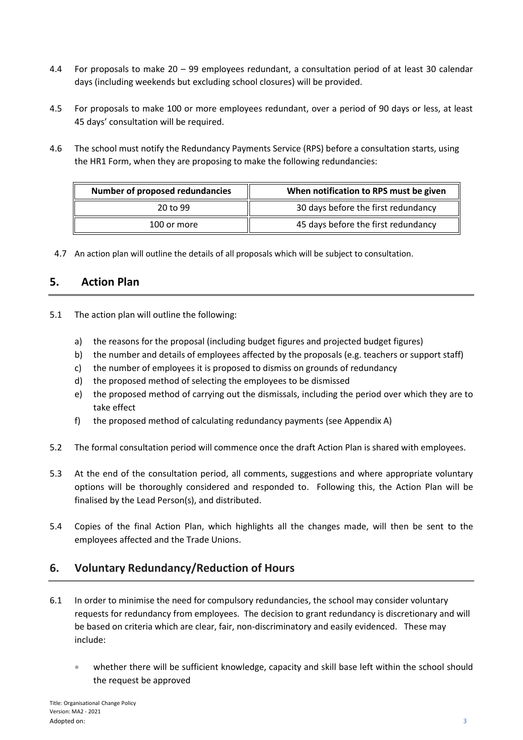4.4 For proposals to make 20 – 99 employees redundant, a consultation period of at least 30 calendar days (including weekends but excluding school closures) will be provided.

4.5 For proposals to make 100 or more employees redundant, over a period of 90 days or less, at least 45 days' consultation will be required.

4.6 The school must notify the Redundancy Payments Service (RPS) before a consultation starts, using the HR1 Form, when they are proposing to make the following redundancies:

| Number of proposed redundancies | When notification to RPS must be given |
|---|---|
| 20 to 99 | 30 days before the first redundancy |
| 100 or more | 45 days before the first redundancy |

4.7 An action plan will outline the details of all proposals which will be subject to consultation.

## 5. Action Plan

5.1 The action plan will outline the following:

a) the reasons for the proposal (including budget figures and projected budget figures)
b) the number and details of employees affected by the proposals (e.g. teachers or support staff)
c) the number of employees it is proposed to dismiss on grounds of redundancy
d) the proposed method of selecting the employees to be dismissed
e) the proposed method of carrying out the dismissals, including the period over which they are to take effect
f) the proposed method of calculating redundancy payments (see Appendix A)

5.2 The formal consultation period will commence once the draft Action Plan is shared with employees.

5.3 At the end of the consultation period, all comments, suggestions and where appropriate voluntary options will be thoroughly considered and responded to. Following this, the Action Plan will be finalised by the Lead Person(s), and distributed.

5.4 Copies of the final Action Plan, which highlights all the changes made, will then be sent to the employees affected and the Trade Unions.

## 6. Voluntary Redundancy/Reduction of Hours

6.1 In order to minimise the need for compulsory redundancies, the school may consider voluntary requests for redundancy from employees. The decision to grant redundancy is discretionary and will be based on criteria which are clear, fair, non-discriminatory and easily evidenced. These may include:

- whether there will be sufficient knowledge, capacity and skill base left within the school should the request be approved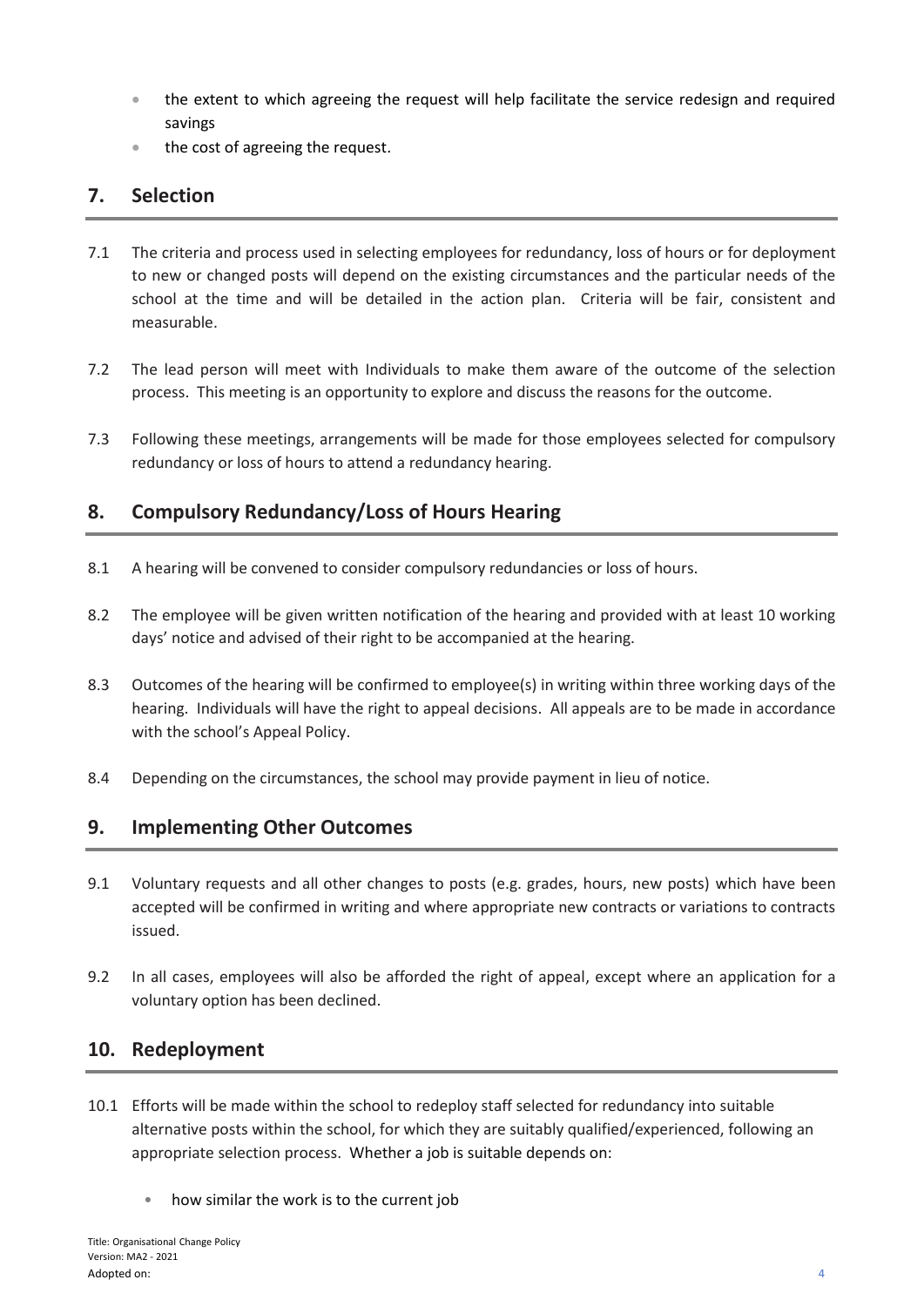- the extent to which agreeing the request will help facilitate the service redesign and required savings
- the cost of agreeing the request.

## 7. Selection

7.1 The criteria and process used in selecting employees for redundancy, loss of hours or for deployment to new or changed posts will depend on the existing circumstances and the particular needs of the school at the time and will be detailed in the action plan. Criteria will be fair, consistent and measurable.

7.2 The lead person will meet with Individuals to make them aware of the outcome of the selection process. This meeting is an opportunity to explore and discuss the reasons for the outcome.

7.3 Following these meetings, arrangements will be made for those employees selected for compulsory redundancy or loss of hours to attend a redundancy hearing.

## 8. Compulsory Redundancy/Loss of Hours Hearing

8.1 A hearing will be convened to consider compulsory redundancies or loss of hours.

8.2 The employee will be given written notification of the hearing and provided with at least 10 working days' notice and advised of their right to be accompanied at the hearing.

8.3 Outcomes of the hearing will be confirmed to employee(s) in writing within three working days of the hearing. Individuals will have the right to appeal decisions. All appeals are to be made in accordance with the school's Appeal Policy.

8.4 Depending on the circumstances, the school may provide payment in lieu of notice.

## 9. Implementing Other Outcomes

9.1 Voluntary requests and all other changes to posts (e.g. grades, hours, new posts) which have been accepted will be confirmed in writing and where appropriate new contracts or variations to contracts issued.

9.2 In all cases, employees will also be afforded the right of appeal, except where an application for a voluntary option has been declined.

## 10. Redeployment

10.1 Efforts will be made within the school to redeploy staff selected for redundancy into suitable alternative posts within the school, for which they are suitably qualified/experienced, following an appropriate selection process. Whether a job is suitable depends on:

- how similar the work is to the current job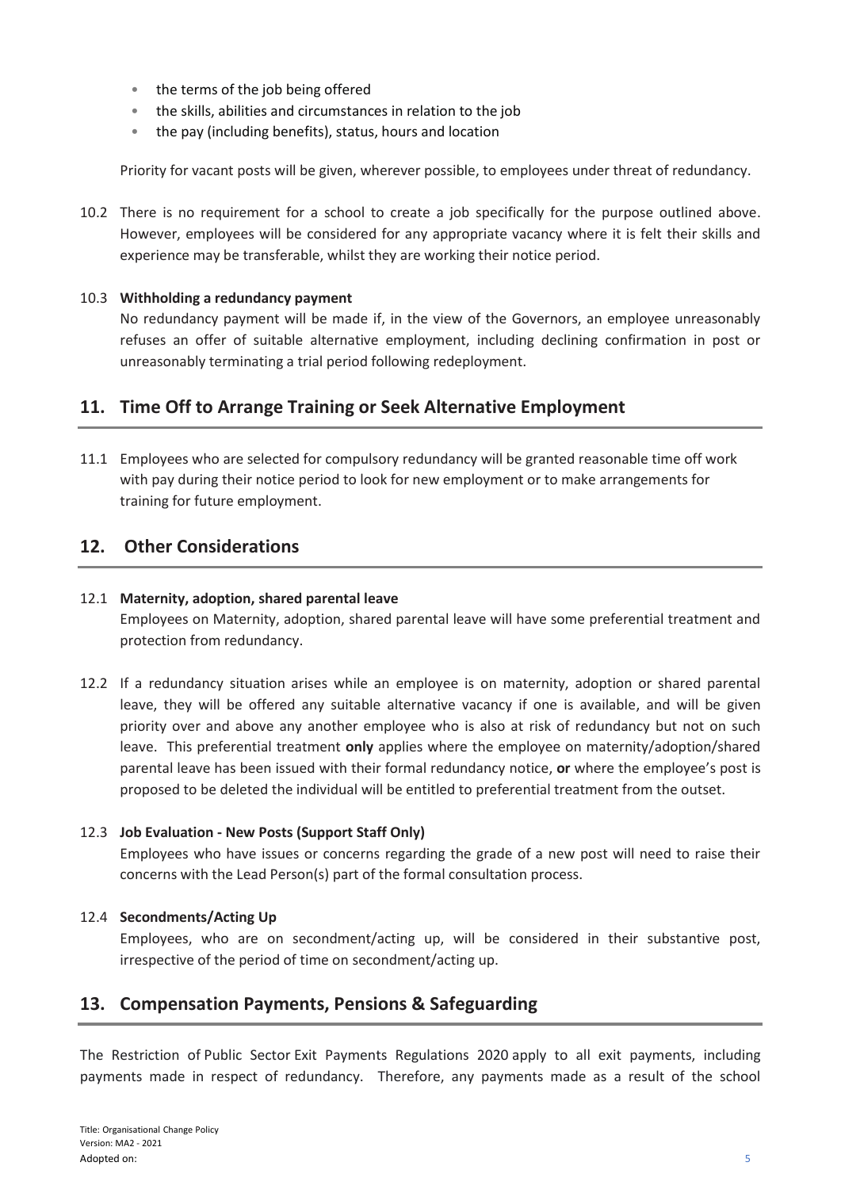- the terms of the job being offered
- the skills, abilities and circumstances in relation to the job
- the pay (including benefits), status, hours and location

Priority for vacant posts will be given, wherever possible, to employees under threat of redundancy.

10.2 There is no requirement for a school to create a job specifically for the purpose outlined above. However, employees will be considered for any appropriate vacancy where it is felt their skills and experience may be transferable, whilst they are working their notice period.

10.3 **Withholding a redundancy payment**

No redundancy payment will be made if, in the view of the Governors, an employee unreasonably refuses an offer of suitable alternative employment, including declining confirmation in post or unreasonably terminating a trial period following redeployment.

## 11. Time Off to Arrange Training or Seek Alternative Employment

11.1 Employees who are selected for compulsory redundancy will be granted reasonable time off work with pay during their notice period to look for new employment or to make arrangements for training for future employment.

## 12. Other Considerations

12.1 **Maternity, adoption, shared parental leave**

Employees on Maternity, adoption, shared parental leave will have some preferential treatment and protection from redundancy.

12.2 If a redundancy situation arises while an employee is on maternity, adoption or shared parental leave, they will be offered any suitable alternative vacancy if one is available, and will be given priority over and above any another employee who is also at risk of redundancy but not on such leave. This preferential treatment **only** applies where the employee on maternity/adoption/shared parental leave has been issued with their formal redundancy notice, **or** where the employee's post is proposed to be deleted the individual will be entitled to preferential treatment from the outset.

12.3 **Job Evaluation - New Posts (Support Staff Only)**

Employees who have issues or concerns regarding the grade of a new post will need to raise their concerns with the Lead Person(s) part of the formal consultation process.

12.4 **Secondments/Acting Up**

Employees, who are on secondment/acting up, will be considered in their substantive post, irrespective of the period of time on secondment/acting up.

## 13. Compensation Payments, Pensions & Safeguarding

The Restriction of Public Sector Exit Payments Regulations 2020 apply to all exit payments, including payments made in respect of redundancy. Therefore, any payments made as a result of the school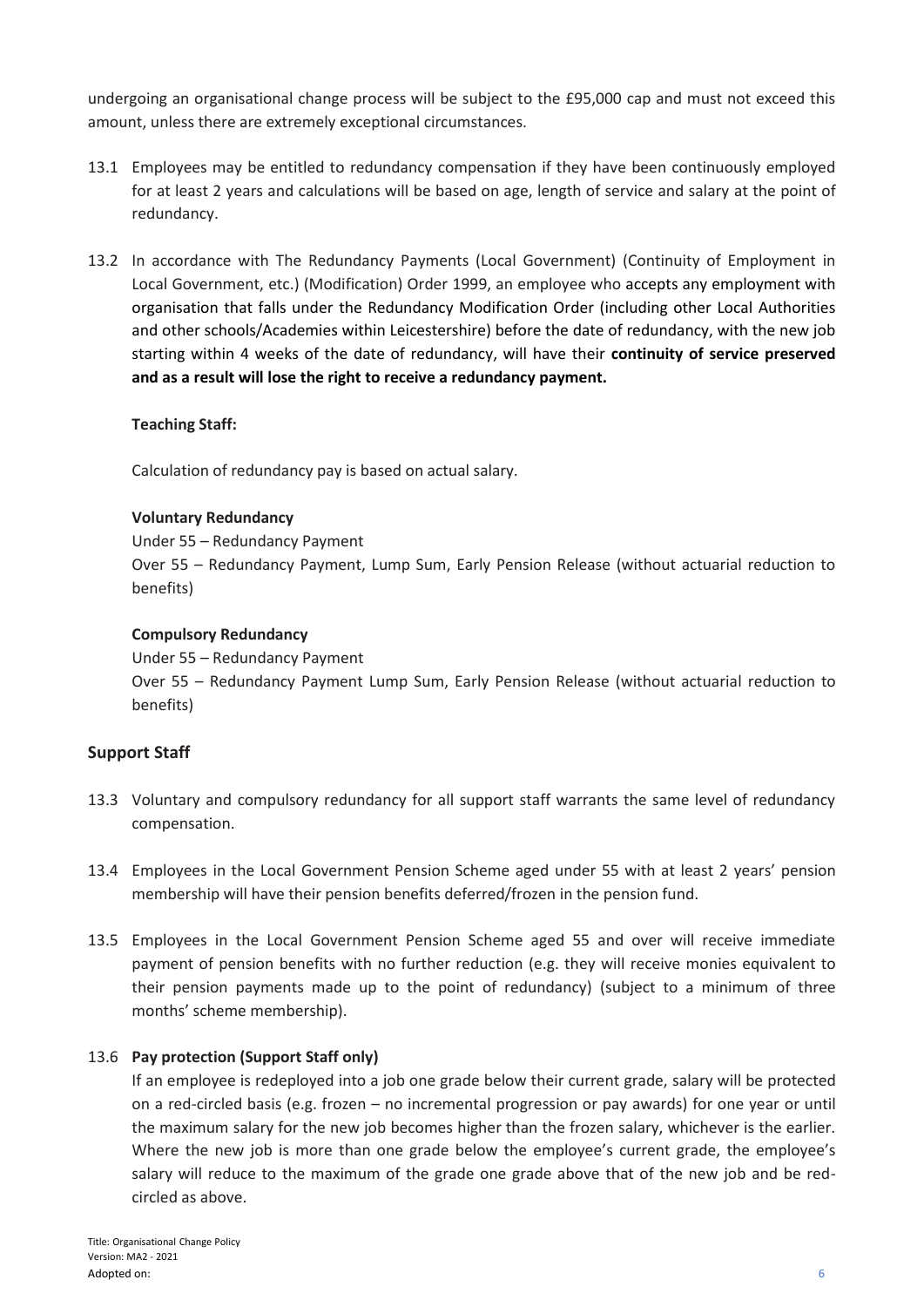undergoing an organisational change process will be subject to the £95,000 cap and must not exceed this amount, unless there are extremely exceptional circumstances.

13.1 Employees may be entitled to redundancy compensation if they have been continuously employed for at least 2 years and calculations will be based on age, length of service and salary at the point of redundancy.

13.2 In accordance with The Redundancy Payments (Local Government) (Continuity of Employment in Local Government, etc.) (Modification) Order 1999, an employee who accepts any employment with organisation that falls under the Redundancy Modification Order (including other Local Authorities and other schools/Academies within Leicestershire) before the date of redundancy, with the new job starting within 4 weeks of the date of redundancy, will have their **continuity of service preserved and as a result will lose the right to receive a redundancy payment.**

**Teaching Staff:**

Calculation of redundancy pay is based on actual salary.

**Voluntary Redundancy**

Under 55 – Redundancy Payment
Over 55 – Redundancy Payment, Lump Sum, Early Pension Release (without actuarial reduction to benefits)

**Compulsory Redundancy**

Under 55 – Redundancy Payment
Over 55 – Redundancy Payment Lump Sum, Early Pension Release (without actuarial reduction to benefits)

## Support Staff

13.3 Voluntary and compulsory redundancy for all support staff warrants the same level of redundancy compensation.

13.4 Employees in the Local Government Pension Scheme aged under 55 with at least 2 years' pension membership will have their pension benefits deferred/frozen in the pension fund.

13.5 Employees in the Local Government Pension Scheme aged 55 and over will receive immediate payment of pension benefits with no further reduction (e.g. they will receive monies equivalent to their pension payments made up to the point of redundancy) (subject to a minimum of three months' scheme membership).

13.6 **Pay protection (Support Staff only)**

If an employee is redeployed into a job one grade below their current grade, salary will be protected on a red-circled basis (e.g. frozen – no incremental progression or pay awards) for one year or until the maximum salary for the new job becomes higher than the frozen salary, whichever is the earlier. Where the new job is more than one grade below the employee's current grade, the employee's salary will reduce to the maximum of the grade one grade above that of the new job and be red-circled as above.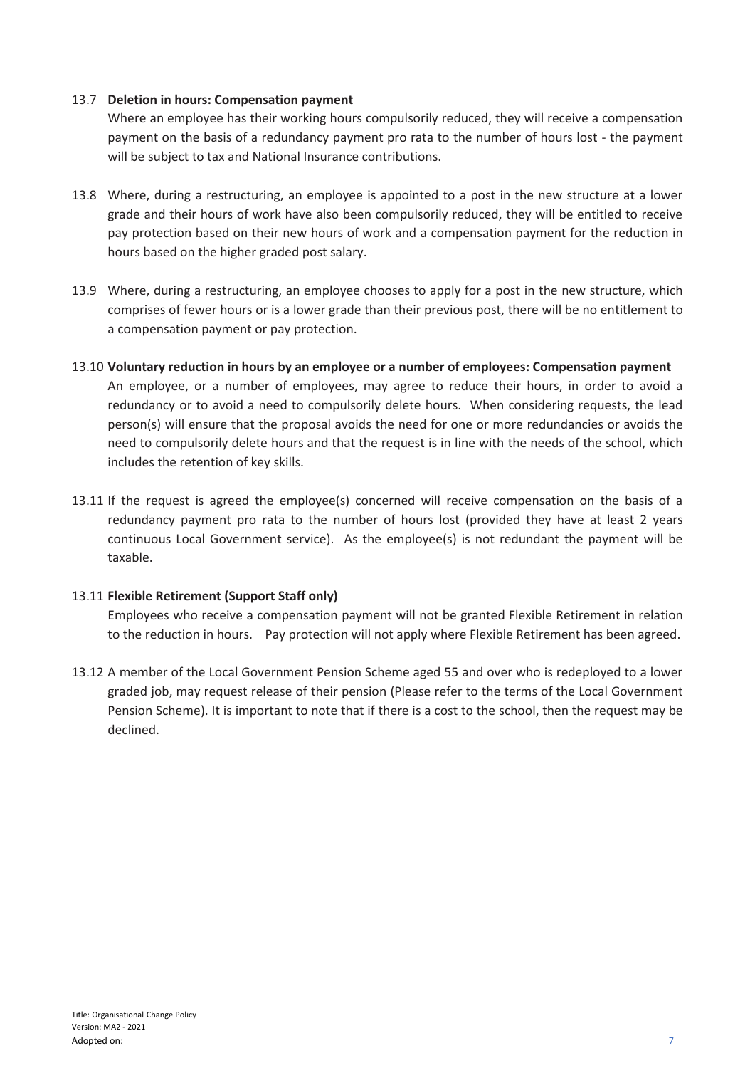13.7 **Deletion in hours: Compensation payment**

Where an employee has their working hours compulsorily reduced, they will receive a compensation payment on the basis of a redundancy payment pro rata to the number of hours lost - the payment will be subject to tax and National Insurance contributions.

13.8 Where, during a restructuring, an employee is appointed to a post in the new structure at a lower grade and their hours of work have also been compulsorily reduced, they will be entitled to receive pay protection based on their new hours of work and a compensation payment for the reduction in hours based on the higher graded post salary.

13.9 Where, during a restructuring, an employee chooses to apply for a post in the new structure, which comprises of fewer hours or is a lower grade than their previous post, there will be no entitlement to a compensation payment or pay protection.

13.10 **Voluntary reduction in hours by an employee or a number of employees: Compensation payment**

An employee, or a number of employees, may agree to reduce their hours, in order to avoid a redundancy or to avoid a need to compulsorily delete hours. When considering requests, the lead person(s) will ensure that the proposal avoids the need for one or more redundancies or avoids the need to compulsorily delete hours and that the request is in line with the needs of the school, which includes the retention of key skills.

13.11 If the request is agreed the employee(s) concerned will receive compensation on the basis of a redundancy payment pro rata to the number of hours lost (provided they have at least 2 years continuous Local Government service). As the employee(s) is not redundant the payment will be taxable.

13.11 **Flexible Retirement (Support Staff only)**

Employees who receive a compensation payment will not be granted Flexible Retirement in relation to the reduction in hours. Pay protection will not apply where Flexible Retirement has been agreed.

13.12 A member of the Local Government Pension Scheme aged 55 and over who is redeployed to a lower graded job, may request release of their pension (Please refer to the terms of the Local Government Pension Scheme). It is important to note that if there is a cost to the school, then the request may be declined.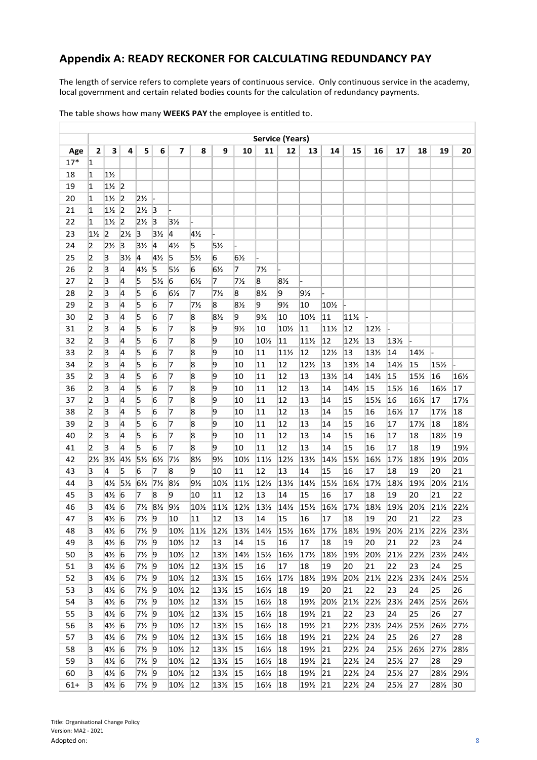## Appendix A: READY RECKONER FOR CALCULATING REDUNDANCY PAY

The length of service refers to complete years of continuous service. Only continuous service in the academy, local government and certain related bodies counts for the calculation of redundancy payments.

The table shows how many **WEEKS PAY** the employee is entitled to.

| | Service (Years) | | | | | | | | | | | | | | | | | | |
|---|---|---|---|---|---|---|---|---|---|---|---|---|---|---|---|---|---|---|---|
| **Age** | **2** | **3** | **4** | **5** | **6** | **7** | **8** | **9** | **10** | **11** | **12** | **13** | **14** | **15** | **16** | **17** | **18** | **19** | **20** |
| 17* | 1 | | | | | | | | | | | | | | | | | | |
| 18 | 1 | 1½ | | | | | | | | | | | | | | | | | |
| 19 | 1 | 1½ | 2 | | | | | | | | | | | | | | | | |
| 20 | 1 | 1½ | 2 | 2½ | - | | | | | | | | | | | | | | |
| 21 | 1 | 1½ | 2 | 2½ | 3 | - | | | | | | | | | | | | | |
| 22 | 1 | 1½ | 2 | 2½ | 3 | 3½ | - | | | | | | | | | | | | |
| 23 | 1½ | 2 | 2½ | 3 | 3½ | 4 | 4½ | - | | | | | | | | | | | |
| 24 | 2 | 2½ | 3 | 3½ | 4 | 4½ | 5 | 5½ | - | | | | | | | | | | |
| 25 | 2 | 3 | 3½ | 4 | 4½ | 5 | 5½ | 6 | 6½ | - | | | | | | | | | |
| 26 | 2 | 3 | 4 | 4½ | 5 | 5½ | 6 | 6½ | 7 | 7½ | - | | | | | | | | |
| 27 | 2 | 3 | 4 | 5 | 5½ | 6 | 6½ | 7 | 7½ | 8 | 8½ | - | | | | | | | |
| 28 | 2 | 3 | 4 | 5 | 6 | 6½ | 7 | 7½ | 8 | 8½ | 9 | 9½ | - | | | | | | |
| 29 | 2 | 3 | 4 | 5 | 6 | 7 | 7½ | 8 | 8½ | 9 | 9½ | 10 | 10½ | - | | | | | |
| 30 | 2 | 3 | 4 | 5 | 6 | 7 | 8 | 8½ | 9 | 9½ | 10 | 10½ | 11 | 11½ | - | | | | |
| 31 | 2 | 3 | 4 | 5 | 6 | 7 | 8 | 9 | 9½ | 10 | 10½ | 11 | 11½ | 12 | 12½ | - | | | |
| 32 | 2 | 3 | 4 | 5 | 6 | 7 | 8 | 9 | 10 | 10½ | 11 | 11½ | 12 | 12½ | 13 | 13½ | - | | |
| 33 | 2 | 3 | 4 | 5 | 6 | 7 | 8 | 9 | 10 | 11 | 11½ | 12 | 12½ | 13 | 13½ | 14 | 14½ | - | |
| 34 | 2 | 3 | 4 | 5 | 6 | 7 | 8 | 9 | 10 | 11 | 12 | 12½ | 13 | 13½ | 14 | 14½ | 15 | 15½ | - |
| 35 | 2 | 3 | 4 | 5 | 6 | 7 | 8 | 9 | 10 | 11 | 12 | 13 | 13½ | 14 | 14½ | 15 | 15½ | 16 | 16½ |
| 36 | 2 | 3 | 4 | 5 | 6 | 7 | 8 | 9 | 10 | 11 | 12 | 13 | 14 | 14½ | 15 | 15½ | 16 | 16½ | 17 |
| 37 | 2 | 3 | 4 | 5 | 6 | 7 | 8 | 9 | 10 | 11 | 12 | 13 | 14 | 15 | 15½ | 16 | 16½ | 17 | 17½ |
| 38 | 2 | 3 | 4 | 5 | 6 | 7 | 8 | 9 | 10 | 11 | 12 | 13 | 14 | 15 | 16 | 16½ | 17 | 17½ | 18 |
| 39 | 2 | 3 | 4 | 5 | 6 | 7 | 8 | 9 | 10 | 11 | 12 | 13 | 14 | 15 | 16 | 17 | 17½ | 18 | 18½ |
| 40 | 2 | 3 | 4 | 5 | 6 | 7 | 8 | 9 | 10 | 11 | 12 | 13 | 14 | 15 | 16 | 17 | 18 | 18½ | 19 |
| 41 | 2 | 3 | 4 | 5 | 6 | 7 | 8 | 9 | 10 | 11 | 12 | 13 | 14 | 15 | 16 | 17 | 18 | 19 | 19½ |
| 42 | 2½ | 3½ | 4½ | 5½ | 6½ | 7½ | 8½ | 9½ | 10½ | 11½ | 12½ | 13½ | 14½ | 15½ | 16½ | 17½ | 18½ | 19½ | 20½ |
| 43 | 3 | 4 | 5 | 6 | 7 | 8 | 9 | 10 | 11 | 12 | 13 | 14 | 15 | 16 | 17 | 18 | 19 | 20 | 21 |
| 44 | 3 | 4½ | 5½ | 6½ | 7½ | 8½ | 9½ | 10½ | 11½ | 12½ | 13½ | 14½ | 15½ | 16½ | 17½ | 18½ | 19½ | 20½ | 21½ |
| 45 | 3 | 4½ | 6 | 7 | 8 | 9 | 10 | 11 | 12 | 13 | 14 | 15 | 16 | 17 | 18 | 19 | 20 | 21 | 22 |
| 46 | 3 | 4½ | 6 | 7½ | 8½ | 9½ | 10½ | 11½ | 12½ | 13½ | 14½ | 15½ | 16½ | 17½ | 18½ | 19½ | 20½ | 21½ | 22½ |
| 47 | 3 | 4½ | 6 | 7½ | 9 | 10 | 11 | 12 | 13 | 14 | 15 | 16 | 17 | 18 | 19 | 20 | 21 | 22 | 23 |
| 48 | 3 | 4½ | 6 | 7½ | 9 | 10½ | 11½ | 12½ | 13½ | 14½ | 15½ | 16½ | 17½ | 18½ | 19½ | 20½ | 21½ | 22½ | 23½ |
| 49 | 3 | 4½ | 6 | 7½ | 9 | 10½ | 12 | 13 | 14 | 15 | 16 | 17 | 18 | 19 | 20 | 21 | 22 | 23 | 24 |
| 50 | 3 | 4½ | 6 | 7½ | 9 | 10½ | 12 | 13½ | 14½ | 15½ | 16½ | 17½ | 18½ | 19½ | 20½ | 21½ | 22½ | 23½ | 24½ |
| 51 | 3 | 4½ | 6 | 7½ | 9 | 10½ | 12 | 13½ | 15 | 16 | 17 | 18 | 19 | 20 | 21 | 22 | 23 | 24 | 25 |
| 52 | 3 | 4½ | 6 | 7½ | 9 | 10½ | 12 | 13½ | 15 | 16½ | 17½ | 18½ | 19½ | 20½ | 21½ | 22½ | 23½ | 24½ | 25½ |
| 53 | 3 | 4½ | 6 | 7½ | 9 | 10½ | 12 | 13½ | 15 | 16½ | 18 | 19 | 20 | 21 | 22 | 23 | 24 | 25 | 26 |
| 54 | 3 | 4½ | 6 | 7½ | 9 | 10½ | 12 | 13½ | 15 | 16½ | 18 | 19½ | 20½ | 21½ | 22½ | 23½ | 24½ | 25½ | 26½ |
| 55 | 3 | 4½ | 6 | 7½ | 9 | 10½ | 12 | 13½ | 15 | 16½ | 18 | 19½ | 21 | 22 | 23 | 24 | 25 | 26 | 27 |
| 56 | 3 | 4½ | 6 | 7½ | 9 | 10½ | 12 | 13½ | 15 | 16½ | 18 | 19½ | 21 | 22½ | 23½ | 24½ | 25½ | 26½ | 27½ |
| 57 | 3 | 4½ | 6 | 7½ | 9 | 10½ | 12 | 13½ | 15 | 16½ | 18 | 19½ | 21 | 22½ | 24 | 25 | 26 | 27 | 28 |
| 58 | 3 | 4½ | 6 | 7½ | 9 | 10½ | 12 | 13½ | 15 | 16½ | 18 | 19½ | 21 | 22½ | 24 | 25½ | 26½ | 27½ | 28½ |
| 59 | 3 | 4½ | 6 | 7½ | 9 | 10½ | 12 | 13½ | 15 | 16½ | 18 | 19½ | 21 | 22½ | 24 | 25½ | 27 | 28 | 29 |
| 60 | 3 | 4½ | 6 | 7½ | 9 | 10½ | 12 | 13½ | 15 | 16½ | 18 | 19½ | 21 | 22½ | 24 | 25½ | 27 | 28½ | 29½ |
| 61+ | 3 | 4½ | 6 | 7½ | 9 | 10½ | 12 | 13½ | 15 | 16½ | 18 | 19½ | 21 | 22½ | 24 | 25½ | 27 | 28½ | 30 |

Title: Organisational Change Policy
Version: MA2 - 2021
Adopted on: